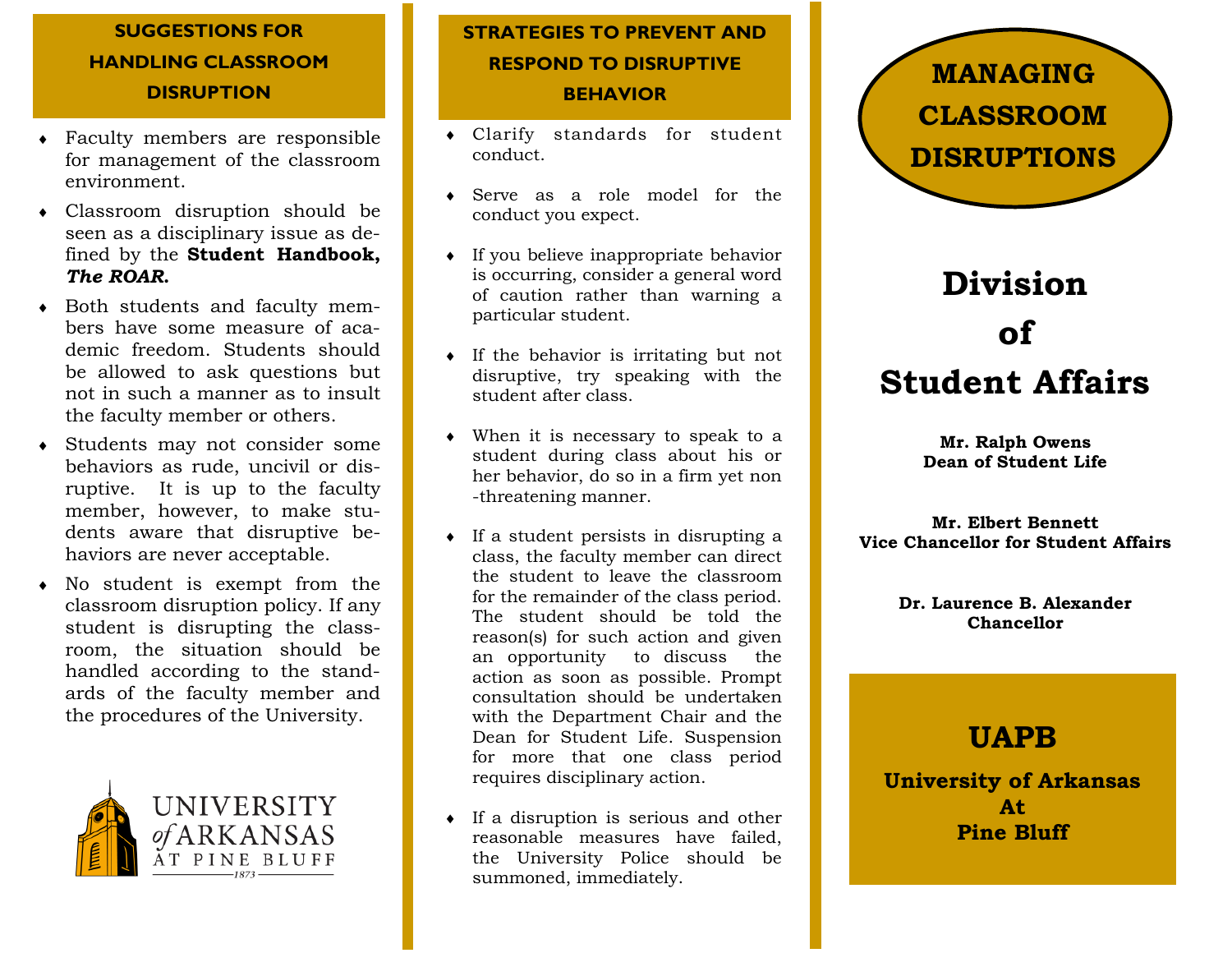## SUGGESTIONS FOR HANDLING CLASSROOM DISRUPTION

- Faculty members are responsible for management of the classroom environment.
- Classroom disruption should be seen as a disciplinary issue as defined by the **Student Handbook, *The ROAR.***
- Both students and faculty members have some measure of academic freedom. Students should be allowed to ask questions but not in such a manner as to insult the faculty member or others.
- Students may not consider some behaviors as rude, uncivil or disruptive. It is up to the faculty member, however, to make students aware that disruptive behaviors are never acceptable.
- No student is exempt from the classroom disruption policy. If any student is disrupting the classroom, the situation should be handled according to the standards of the faculty member and the procedures of the University.

UNIVERSITY *of* ARKANSAS AT PINE BLUFF 1873

## STRATEGIES TO PREVENT AND RESPOND TO DISRUPTIVE BEHAVIOR

- Clarify standards for student conduct.
- Serve as a role model for the conduct you expect.
- If you believe inappropriate behavior is occurring, consider a general word of caution rather than warning a particular student.
- If the behavior is irritating but not disruptive, try speaking with the student after class.
- When it is necessary to speak to a student during class about his or her behavior, do so in a firm yet non-threatening manner.
- If a student persists in disrupting a class, the faculty member can direct the student to leave the classroom for the remainder of the class period. The student should be told the reason(s) for such action and given an opportunity to discuss the action as soon as possible. Prompt consultation should be undertaken with the Department Chair and the Dean for Student Life. Suspension for more that one class period requires disciplinary action.
- If a disruption is serious and other reasonable measures have failed, the University Police should be summoned, immediately.

# MANAGING CLASSROOM DISRUPTIONS

# Division of Student Affairs

**Mr. Ralph Owens**
**Dean of Student Life**

**Mr. Elbert Bennett**
**Vice Chancellor for Student Affairs**

**Dr. Laurence B. Alexander**
**Chancellor**

## UAPB

**University of Arkansas**
**At**
**Pine Bluff**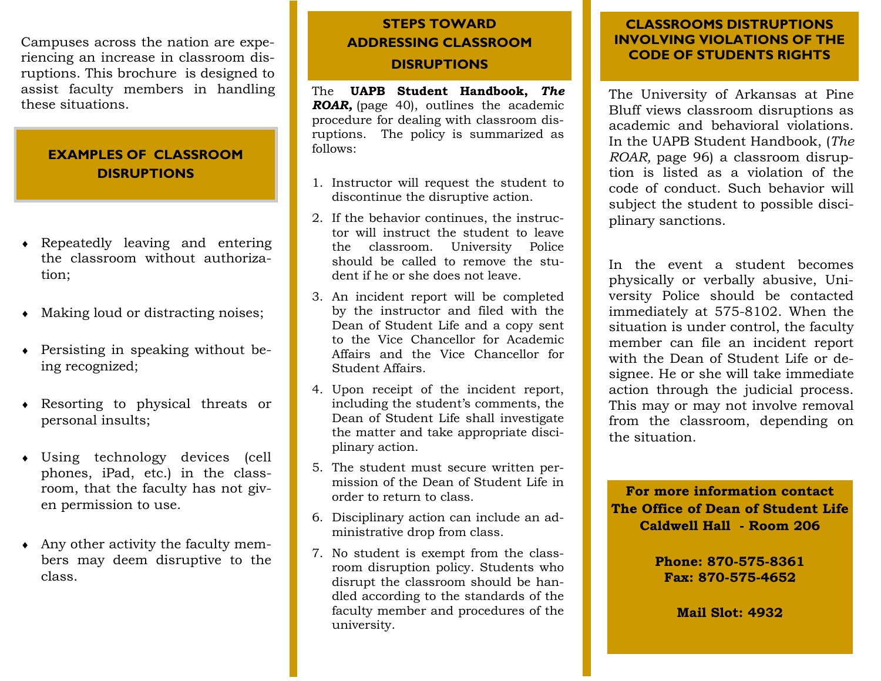Campuses across the nation are experiencing an increase in classroom disruptions. This brochure is designed to assist faculty members in handling these situations.

## EXAMPLES OF CLASSROOM DISRUPTIONS

- Repeatedly leaving and entering the classroom without authorization;
- Making loud or distracting noises;
- Persisting in speaking without being recognized;
- Resorting to physical threats or personal insults;
- Using technology devices (cell phones, iPad, etc.) in the classroom, that the faculty has not given permission to use.
- Any other activity the faculty members may deem disruptive to the class.

## STEPS TOWARD ADDRESSING CLASSROOM DISRUPTIONS

The **UAPB Student Handbook, *The ROAR,*** (page 40), outlines the academic procedure for dealing with classroom disruptions. The policy is summarized as follows:

1. Instructor will request the student to discontinue the disruptive action.
2. If the behavior continues, the instructor will instruct the student to leave the classroom. University Police should be called to remove the student if he or she does not leave.
3. An incident report will be completed by the instructor and filed with the Dean of Student Life and a copy sent to the Vice Chancellor for Academic Affairs and the Vice Chancellor for Student Affairs.
4. Upon receipt of the incident report, including the student's comments, the Dean of Student Life shall investigate the matter and take appropriate disciplinary action.
5. The student must secure written permission of the Dean of Student Life in order to return to class.
6. Disciplinary action can include an administrative drop from class.
7. No student is exempt from the classroom disruption policy. Students who disrupt the classroom should be handled according to the standards of the faculty member and procedures of the university.

## CLASSROOMS DISTRUPTIONS INVOLVING VIOLATIONS OF THE CODE OF STUDENTS RIGHTS

The University of Arkansas at Pine Bluff views classroom disruptions as academic and behavioral violations. In the UAPB Student Handbook, (*The ROAR,* page 96) a classroom disruption is listed as a violation of the code of conduct. Such behavior will subject the student to possible disciplinary sanctions.

In the event a student becomes physically or verbally abusive, University Police should be contacted immediately at 575-8102. When the situation is under control, the faculty member can file an incident report with the Dean of Student Life or designee. He or she will take immediate action through the judicial process. This may or may not involve removal from the classroom, depending on the situation.

**For more information contact**
**The Office of Dean of Student Life**
**Caldwell Hall - Room 206**

**Phone: 870-575-8361**
**Fax: 870-575-4652**

**Mail Slot: 4932**